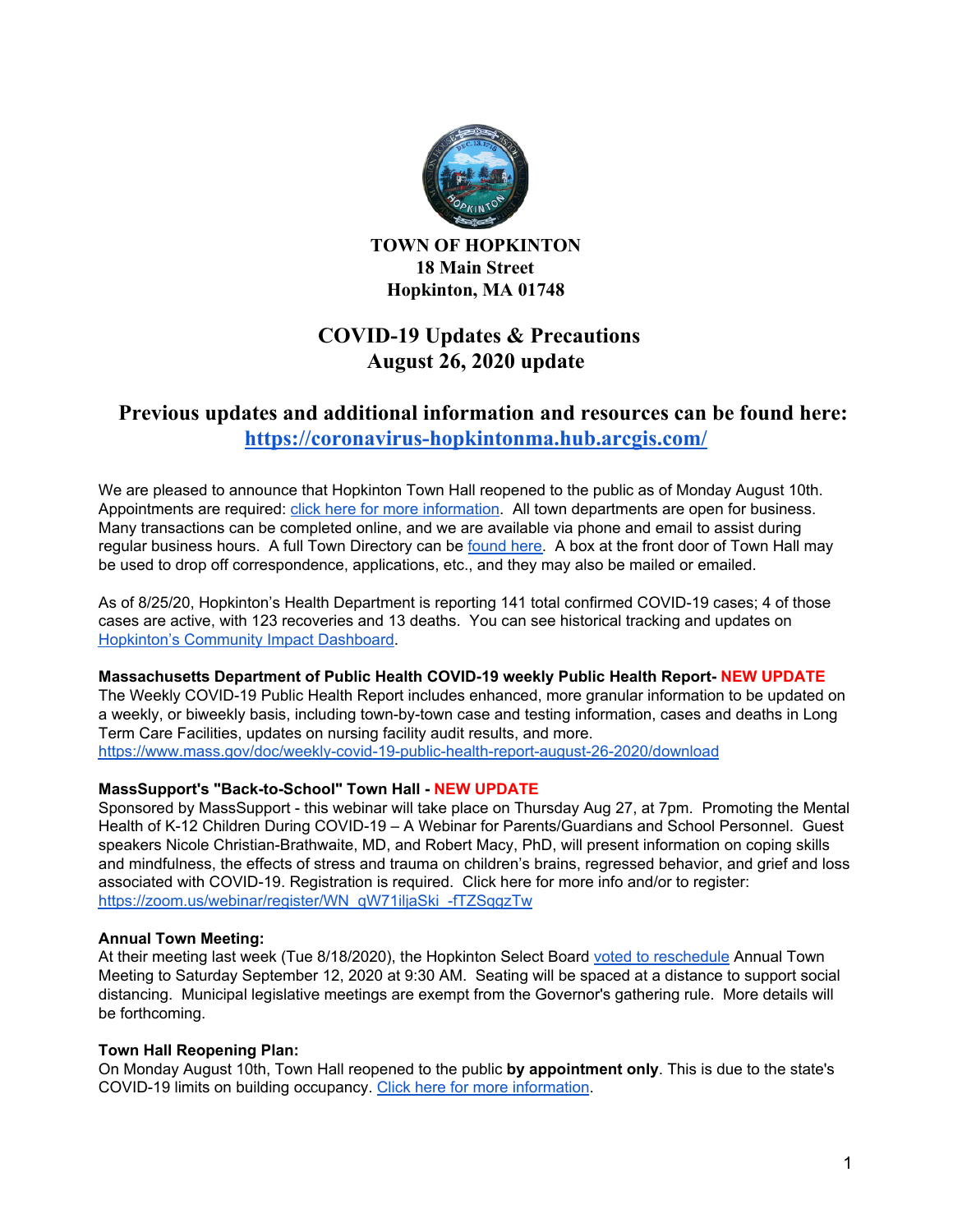**TOWN OF HOPKINTON**
**18 Main Street**
**Hopkinton, MA 01748**

# COVID-19 Updates & Precautions
# August 26, 2020 update

## Previous updates and additional information and resources can be found here: https://coronavirus-hopkintonma.hub.arcgis.com/

We are pleased to announce that Hopkinton Town Hall reopened to the public as of Monday August 10th. Appointments are required: click here for more information. All town departments are open for business. Many transactions can be completed online, and we are available via phone and email to assist during regular business hours. A full Town Directory can be found here. A box at the front door of Town Hall may be used to drop off correspondence, applications, etc., and they may also be mailed or emailed.

As of 8/25/20, Hopkinton's Health Department is reporting 141 total confirmed COVID-19 cases; 4 of those cases are active, with 123 recoveries and 13 deaths. You can see historical tracking and updates on Hopkinton's Community Impact Dashboard.

**Massachusetts Department of Public Health COVID-19 weekly Public Health Report- NEW UPDATE**
The Weekly COVID-19 Public Health Report includes enhanced, more granular information to be updated on a weekly, or biweekly basis, including town-by-town case and testing information, cases and deaths in Long Term Care Facilities, updates on nursing facility audit results, and more.
https://www.mass.gov/doc/weekly-covid-19-public-health-report-august-26-2020/download

**MassSupport's "Back-to-School" Town Hall - NEW UPDATE**
Sponsored by MassSupport - this webinar will take place on Thursday Aug 27, at 7pm. Promoting the Mental Health of K-12 Children During COVID-19 – A Webinar for Parents/Guardians and School Personnel. Guest speakers Nicole Christian-Brathwaite, MD, and Robert Macy, PhD, will present information on coping skills and mindfulness, the effects of stress and trauma on children's brains, regressed behavior, and grief and loss associated with COVID-19. Registration is required. Click here for more info and/or to register:
https://zoom.us/webinar/register/WN_qW71iljaSki_-fTZSqgzTw

**Annual Town Meeting:**
At their meeting last week (Tue 8/18/2020), the Hopkinton Select Board voted to reschedule Annual Town Meeting to Saturday September 12, 2020 at 9:30 AM. Seating will be spaced at a distance to support social distancing. Municipal legislative meetings are exempt from the Governor's gathering rule. More details will be forthcoming.

**Town Hall Reopening Plan:**
On Monday August 10th, Town Hall reopened to the public **by appointment only**. This is due to the state's COVID-19 limits on building occupancy. Click here for more information.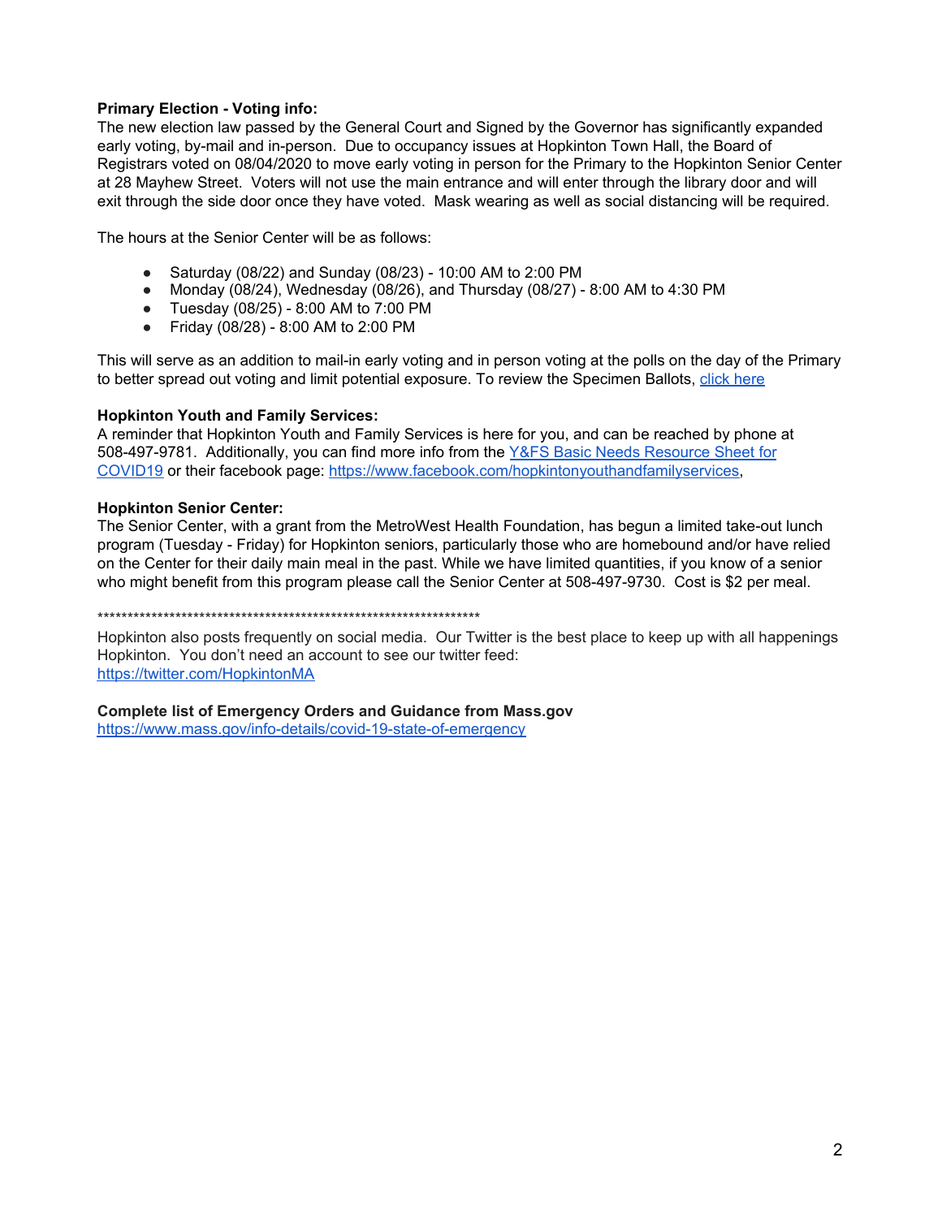**Primary Election - Voting info:**
The new election law passed by the General Court and Signed by the Governor has significantly expanded early voting, by-mail and in-person. Due to occupancy issues at Hopkinton Town Hall, the Board of Registrars voted on 08/04/2020 to move early voting in person for the Primary to the Hopkinton Senior Center at 28 Mayhew Street. Voters will not use the main entrance and will enter through the library door and will exit through the side door once they have voted. Mask wearing as well as social distancing will be required.

The hours at the Senior Center will be as follows:

- Saturday (08/22) and Sunday (08/23) - 10:00 AM to 2:00 PM
- Monday (08/24), Wednesday (08/26), and Thursday (08/27) - 8:00 AM to 4:30 PM
- Tuesday (08/25) - 8:00 AM to 7:00 PM
- Friday (08/28) - 8:00 AM to 2:00 PM

This will serve as an addition to mail-in early voting and in person voting at the polls on the day of the Primary to better spread out voting and limit potential exposure. To review the Specimen Ballots, click here

**Hopkinton Youth and Family Services:**
A reminder that Hopkinton Youth and Family Services is here for you, and can be reached by phone at 508-497-9781. Additionally, you can find more info from the Y&FS Basic Needs Resource Sheet for COVID19 or their facebook page: https://www.facebook.com/hopkintonyouthandfamilyservices,

**Hopkinton Senior Center:**
The Senior Center, with a grant from the MetroWest Health Foundation, has begun a limited take-out lunch program (Tuesday - Friday) for Hopkinton seniors, particularly those who are homebound and/or have relied on the Center for their daily main meal in the past. While we have limited quantities, if you know of a senior who might benefit from this program please call the Senior Center at 508-497-9730. Cost is $2 per meal.

*******************************************************************

Hopkinton also posts frequently on social media. Our Twitter is the best place to keep up with all happenings Hopkinton. You don't need an account to see our twitter feed:
https://twitter.com/HopkintonMA

**Complete list of Emergency Orders and Guidance from Mass.gov**
https://www.mass.gov/info-details/covid-19-state-of-emergency